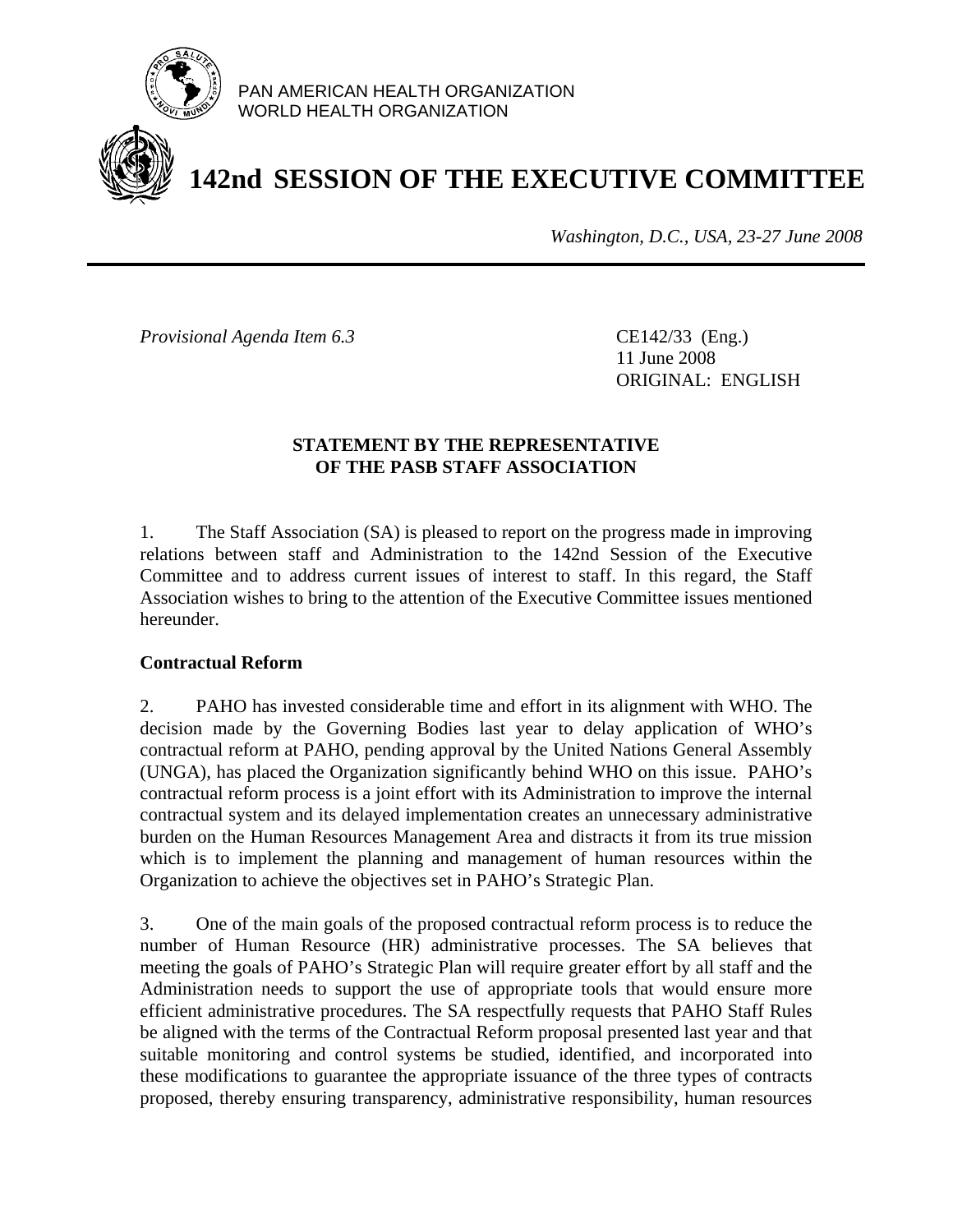PAN AMERICAN HEALTH ORGANIZATION
WORLD HEALTH ORGANIZATION

# 142nd SESSION OF THE EXECUTIVE COMMITTEE

*Washington, D.C., USA, 23-27 June 2008*

---

*Provisional Agenda Item 6.3*

CE142/33 (Eng.)
11 June 2008
ORIGINAL: ENGLISH

## STATEMENT BY THE REPRESENTATIVE OF THE PASB STAFF ASSOCIATION

1. The Staff Association (SA) is pleased to report on the progress made in improving relations between staff and Administration to the 142nd Session of the Executive Committee and to address current issues of interest to staff. In this regard, the Staff Association wishes to bring to the attention of the Executive Committee issues mentioned hereunder.

### Contractual Reform

2. PAHO has invested considerable time and effort in its alignment with WHO. The decision made by the Governing Bodies last year to delay application of WHO's contractual reform at PAHO, pending approval by the United Nations General Assembly (UNGA), has placed the Organization significantly behind WHO on this issue. PAHO's contractual reform process is a joint effort with its Administration to improve the internal contractual system and its delayed implementation creates an unnecessary administrative burden on the Human Resources Management Area and distracts it from its true mission which is to implement the planning and management of human resources within the Organization to achieve the objectives set in PAHO's Strategic Plan.

3. One of the main goals of the proposed contractual reform process is to reduce the number of Human Resource (HR) administrative processes. The SA believes that meeting the goals of PAHO's Strategic Plan will require greater effort by all staff and the Administration needs to support the use of appropriate tools that would ensure more efficient administrative procedures. The SA respectfully requests that PAHO Staff Rules be aligned with the terms of the Contractual Reform proposal presented last year and that suitable monitoring and control systems be studied, identified, and incorporated into these modifications to guarantee the appropriate issuance of the three types of contracts proposed, thereby ensuring transparency, administrative responsibility, human resources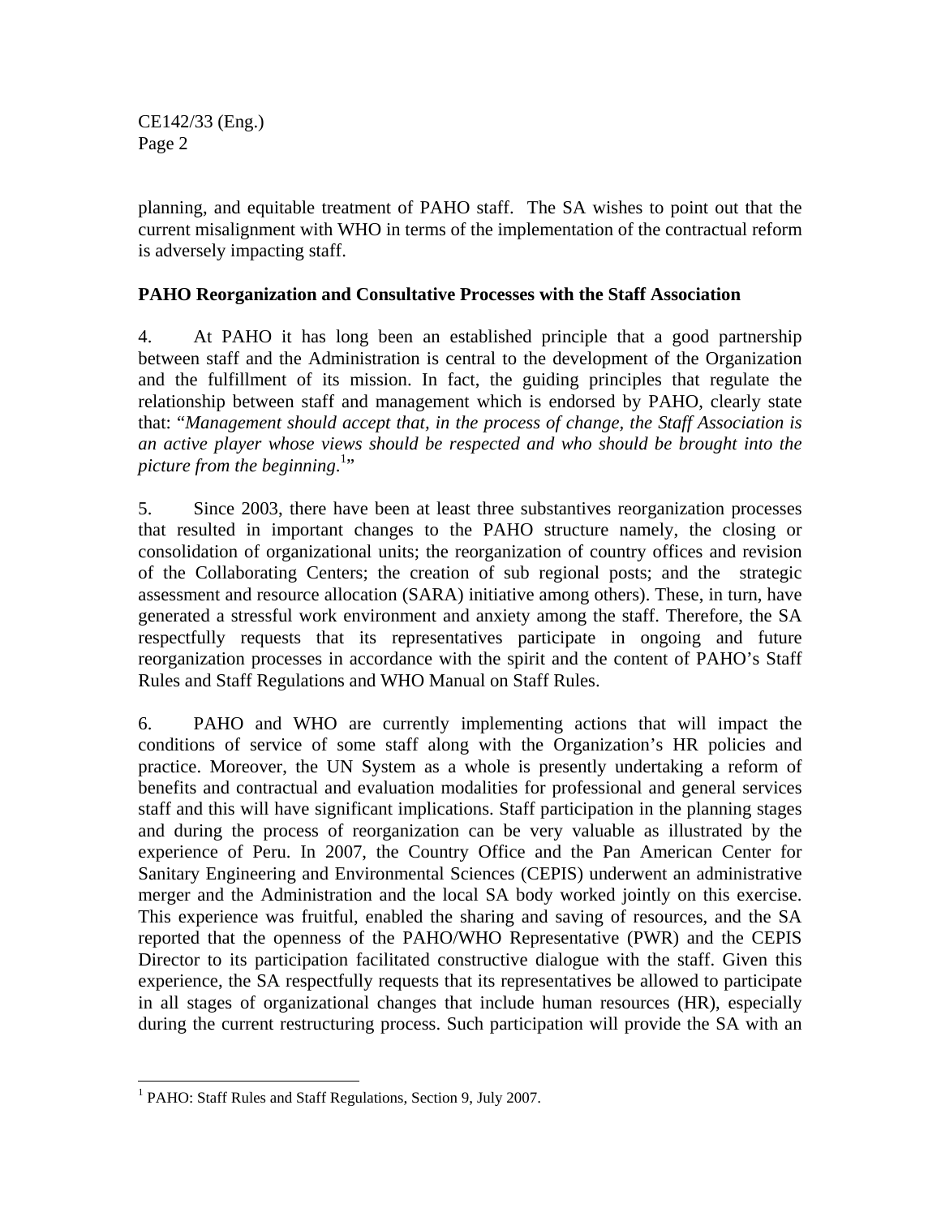planning, and equitable treatment of PAHO staff. The SA wishes to point out that the current misalignment with WHO in terms of the implementation of the contractual reform is adversely impacting staff.

**PAHO Reorganization and Consultative Processes with the Staff Association**

4. At PAHO it has long been an established principle that a good partnership between staff and the Administration is central to the development of the Organization and the fulfillment of its mission. In fact, the guiding principles that regulate the relationship between staff and management which is endorsed by PAHO, clearly state that: "*Management should accept that, in the process of change, the Staff Association is an active player whose views should be respected and who should be brought into the picture from the beginning.*[1]"

5. Since 2003, there have been at least three substantives reorganization processes that resulted in important changes to the PAHO structure namely, the closing or consolidation of organizational units; the reorganization of country offices and revision of the Collaborating Centers; the creation of sub regional posts; and the strategic assessment and resource allocation (SARA) initiative among others). These, in turn, have generated a stressful work environment and anxiety among the staff. Therefore, the SA respectfully requests that its representatives participate in ongoing and future reorganization processes in accordance with the spirit and the content of PAHO's Staff Rules and Staff Regulations and WHO Manual on Staff Rules.

6. PAHO and WHO are currently implementing actions that will impact the conditions of service of some staff along with the Organization's HR policies and practice. Moreover, the UN System as a whole is presently undertaking a reform of benefits and contractual and evaluation modalities for professional and general services staff and this will have significant implications. Staff participation in the planning stages and during the process of reorganization can be very valuable as illustrated by the experience of Peru. In 2007, the Country Office and the Pan American Center for Sanitary Engineering and Environmental Sciences (CEPIS) underwent an administrative merger and the Administration and the local SA body worked jointly on this exercise. This experience was fruitful, enabled the sharing and saving of resources, and the SA reported that the openness of the PAHO/WHO Representative (PWR) and the CEPIS Director to its participation facilitated constructive dialogue with the staff. Given this experience, the SA respectfully requests that its representatives be allowed to participate in all stages of organizational changes that include human resources (HR), especially during the current restructuring process. Such participation will provide the SA with an

[1] PAHO: Staff Rules and Staff Regulations, Section 9, July 2007.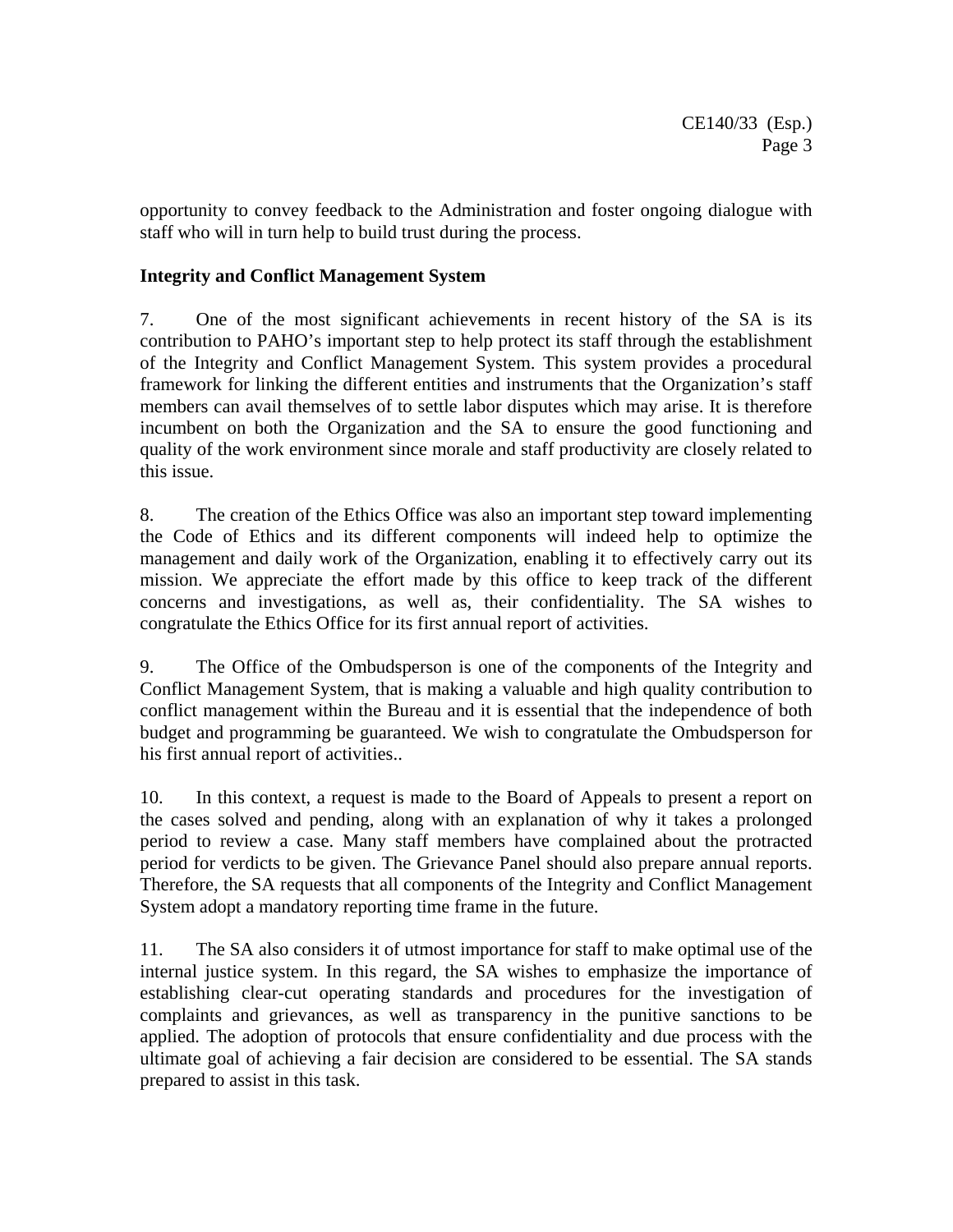opportunity to convey feedback to the Administration and foster ongoing dialogue with staff who will in turn help to build trust during the process.

**Integrity and Conflict Management System**

7. One of the most significant achievements in recent history of the SA is its contribution to PAHO's important step to help protect its staff through the establishment of the Integrity and Conflict Management System. This system provides a procedural framework for linking the different entities and instruments that the Organization's staff members can avail themselves of to settle labor disputes which may arise. It is therefore incumbent on both the Organization and the SA to ensure the good functioning and quality of the work environment since morale and staff productivity are closely related to this issue.

8. The creation of the Ethics Office was also an important step toward implementing the Code of Ethics and its different components will indeed help to optimize the management and daily work of the Organization, enabling it to effectively carry out its mission. We appreciate the effort made by this office to keep track of the different concerns and investigations, as well as, their confidentiality. The SA wishes to congratulate the Ethics Office for its first annual report of activities.

9. The Office of the Ombudsperson is one of the components of the Integrity and Conflict Management System, that is making a valuable and high quality contribution to conflict management within the Bureau and it is essential that the independence of both budget and programming be guaranteed. We wish to congratulate the Ombudsperson for his first annual report of activities..

10. In this context, a request is made to the Board of Appeals to present a report on the cases solved and pending, along with an explanation of why it takes a prolonged period to review a case. Many staff members have complained about the protracted period for verdicts to be given. The Grievance Panel should also prepare annual reports. Therefore, the SA requests that all components of the Integrity and Conflict Management System adopt a mandatory reporting time frame in the future.

11. The SA also considers it of utmost importance for staff to make optimal use of the internal justice system. In this regard, the SA wishes to emphasize the importance of establishing clear-cut operating standards and procedures for the investigation of complaints and grievances, as well as transparency in the punitive sanctions to be applied. The adoption of protocols that ensure confidentiality and due process with the ultimate goal of achieving a fair decision are considered to be essential. The SA stands prepared to assist in this task.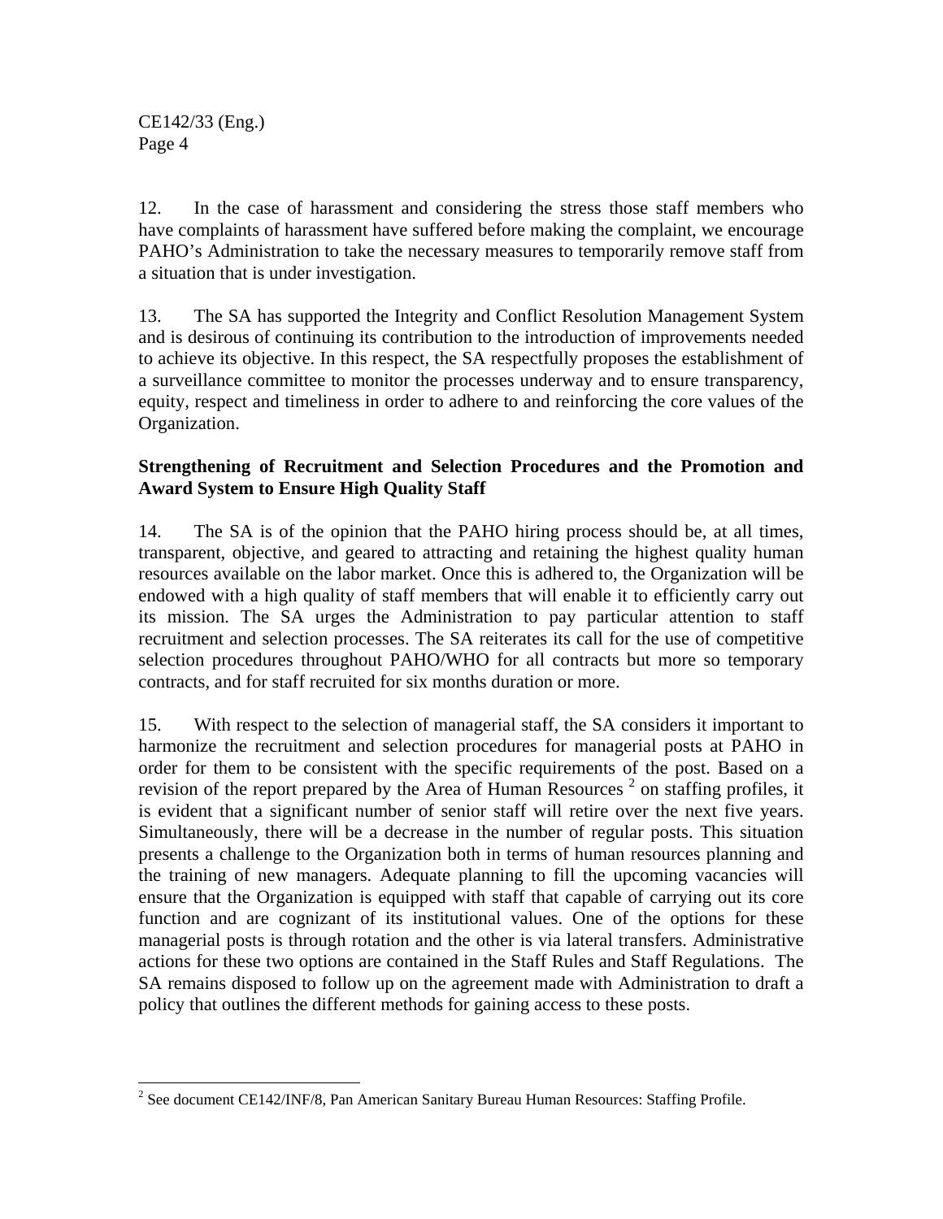12. In the case of harassment and considering the stress those staff members who have complaints of harassment have suffered before making the complaint, we encourage PAHO's Administration to take the necessary measures to temporarily remove staff from a situation that is under investigation.

13. The SA has supported the Integrity and Conflict Resolution Management System and is desirous of continuing its contribution to the introduction of improvements needed to achieve its objective. In this respect, the SA respectfully proposes the establishment of a surveillance committee to monitor the processes underway and to ensure transparency, equity, respect and timeliness in order to adhere to and reinforcing the core values of the Organization.

**Strengthening of Recruitment and Selection Procedures and the Promotion and Award System to Ensure High Quality Staff**

14. The SA is of the opinion that the PAHO hiring process should be, at all times, transparent, objective, and geared to attracting and retaining the highest quality human resources available on the labor market. Once this is adhered to, the Organization will be endowed with a high quality of staff members that will enable it to efficiently carry out its mission. The SA urges the Administration to pay particular attention to staff recruitment and selection processes. The SA reiterates its call for the use of competitive selection procedures throughout PAHO/WHO for all contracts but more so temporary contracts, and for staff recruited for six months duration or more.

15. With respect to the selection of managerial staff, the SA considers it important to harmonize the recruitment and selection procedures for managerial posts at PAHO in order for them to be consistent with the specific requirements of the post. Based on a revision of the report prepared by the Area of Human Resources [2] on staffing profiles, it is evident that a significant number of senior staff will retire over the next five years. Simultaneously, there will be a decrease in the number of regular posts. This situation presents a challenge to the Organization both in terms of human resources planning and the training of new managers. Adequate planning to fill the upcoming vacancies will ensure that the Organization is equipped with staff that capable of carrying out its core function and are cognizant of its institutional values. One of the options for these managerial posts is through rotation and the other is via lateral transfers. Administrative actions for these two options are contained in the Staff Rules and Staff Regulations. The SA remains disposed to follow up on the agreement made with Administration to draft a policy that outlines the different methods for gaining access to these posts.

---

[2] See document CE142/INF/8, Pan American Sanitary Bureau Human Resources: Staffing Profile.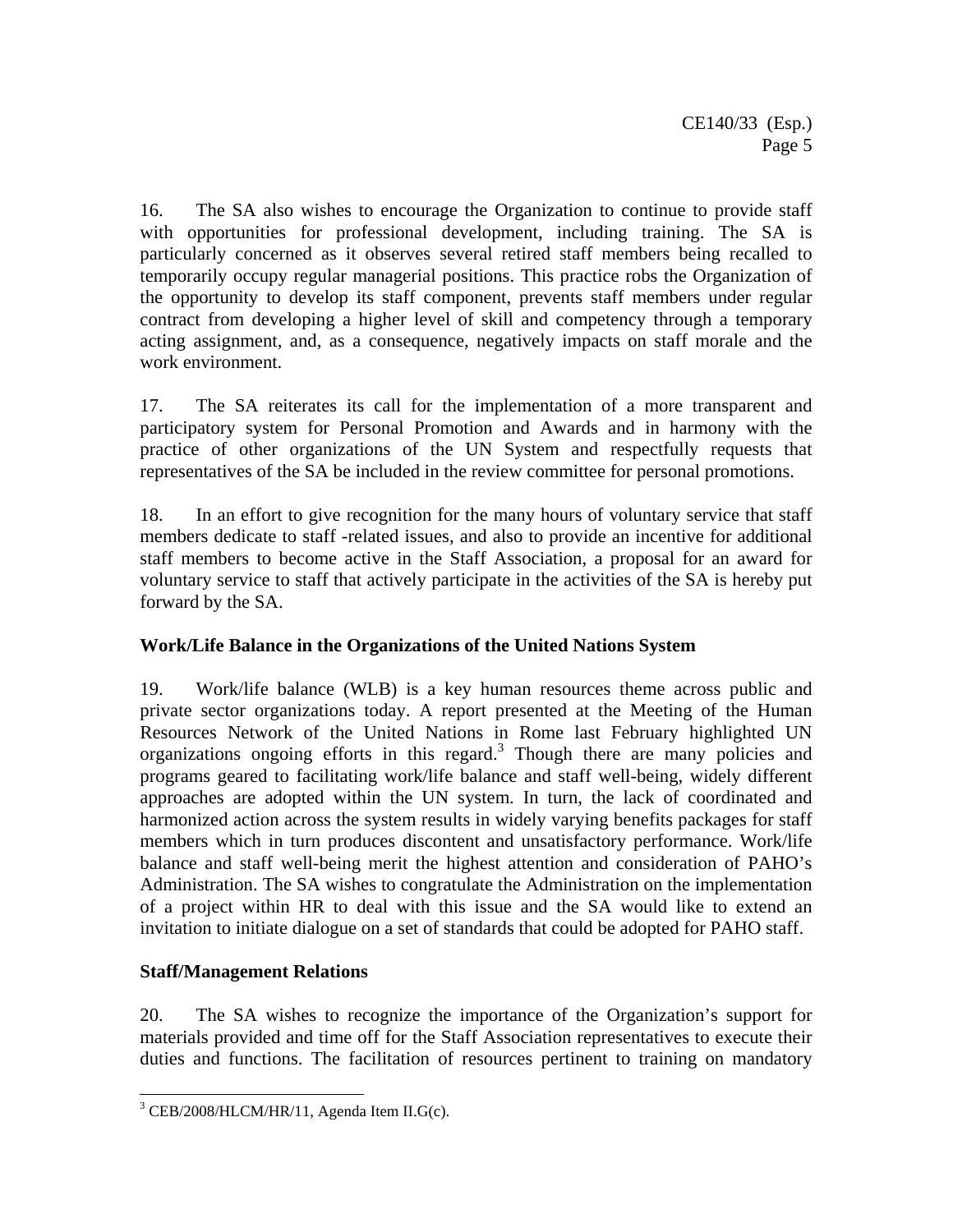16. The SA also wishes to encourage the Organization to continue to provide staff with opportunities for professional development, including training. The SA is particularly concerned as it observes several retired staff members being recalled to temporarily occupy regular managerial positions. This practice robs the Organization of the opportunity to develop its staff component, prevents staff members under regular contract from developing a higher level of skill and competency through a temporary acting assignment, and, as a consequence, negatively impacts on staff morale and the work environment.

17. The SA reiterates its call for the implementation of a more transparent and participatory system for Personal Promotion and Awards and in harmony with the practice of other organizations of the UN System and respectfully requests that representatives of the SA be included in the review committee for personal promotions.

18. In an effort to give recognition for the many hours of voluntary service that staff members dedicate to staff -related issues, and also to provide an incentive for additional staff members to become active in the Staff Association, a proposal for an award for voluntary service to staff that actively participate in the activities of the SA is hereby put forward by the SA.

**Work/Life Balance in the Organizations of the United Nations System**

19. Work/life balance (WLB) is a key human resources theme across public and private sector organizations today. A report presented at the Meeting of the Human Resources Network of the United Nations in Rome last February highlighted UN organizations ongoing efforts in this regard.[3] Though there are many policies and programs geared to facilitating work/life balance and staff well-being, widely different approaches are adopted within the UN system. In turn, the lack of coordinated and harmonized action across the system results in widely varying benefits packages for staff members which in turn produces discontent and unsatisfactory performance. Work/life balance and staff well-being merit the highest attention and consideration of PAHO's Administration. The SA wishes to congratulate the Administration on the implementation of a project within HR to deal with this issue and the SA would like to extend an invitation to initiate dialogue on a set of standards that could be adopted for PAHO staff.

**Staff/Management Relations**

20. The SA wishes to recognize the importance of the Organization's support for materials provided and time off for the Staff Association representatives to execute their duties and functions. The facilitation of resources pertinent to training on mandatory

[3] CEB/2008/HLCM/HR/11, Agenda Item II.G(c).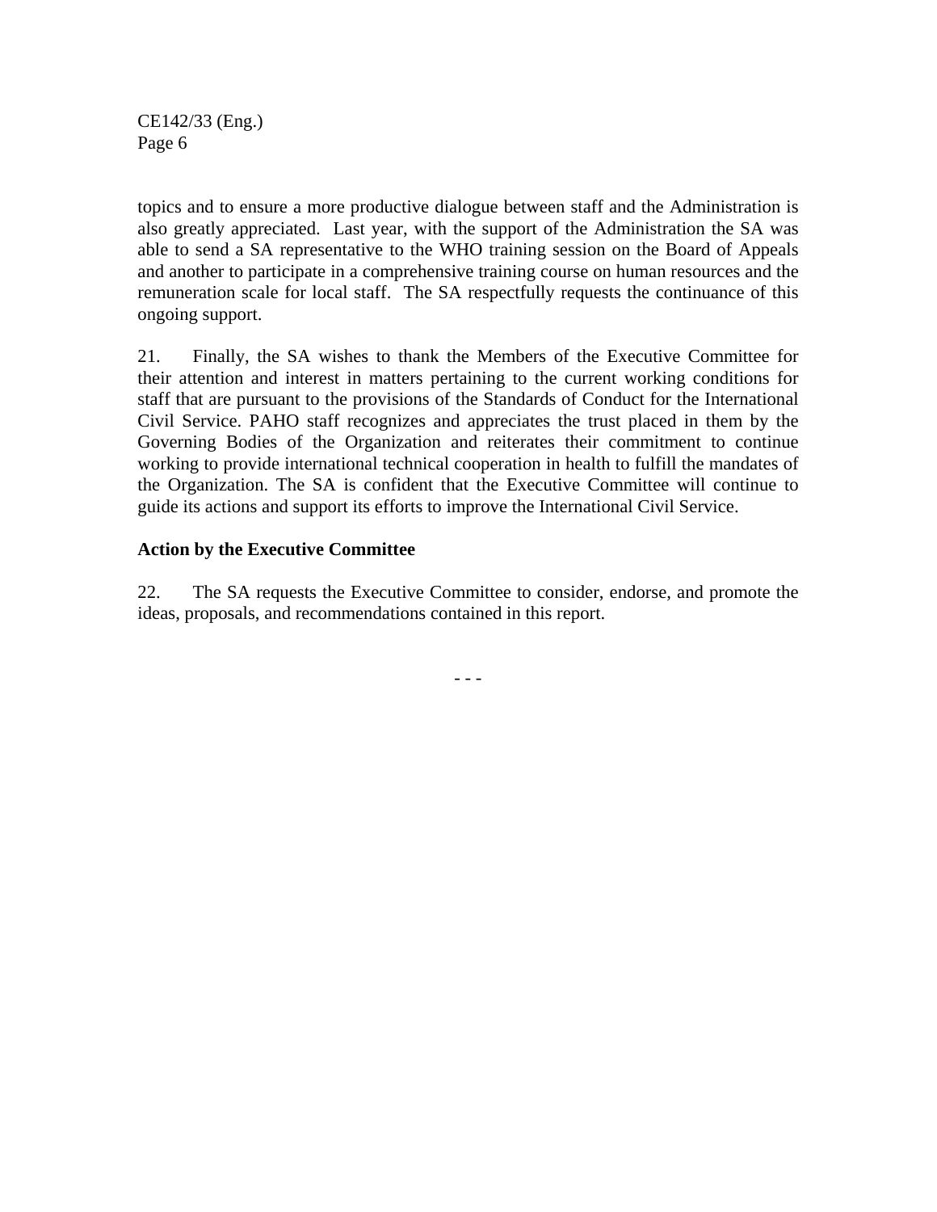topics and to ensure a more productive dialogue between staff and the Administration is also greatly appreciated. Last year, with the support of the Administration the SA was able to send a SA representative to the WHO training session on the Board of Appeals and another to participate in a comprehensive training course on human resources and the remuneration scale for local staff. The SA respectfully requests the continuance of this ongoing support.

21. Finally, the SA wishes to thank the Members of the Executive Committee for their attention and interest in matters pertaining to the current working conditions for staff that are pursuant to the provisions of the Standards of Conduct for the International Civil Service. PAHO staff recognizes and appreciates the trust placed in them by the Governing Bodies of the Organization and reiterates their commitment to continue working to provide international technical cooperation in health to fulfill the mandates of the Organization. The SA is confident that the Executive Committee will continue to guide its actions and support its efforts to improve the International Civil Service.

**Action by the Executive Committee**

22. The SA requests the Executive Committee to consider, endorse, and promote the ideas, proposals, and recommendations contained in this report.

- - -